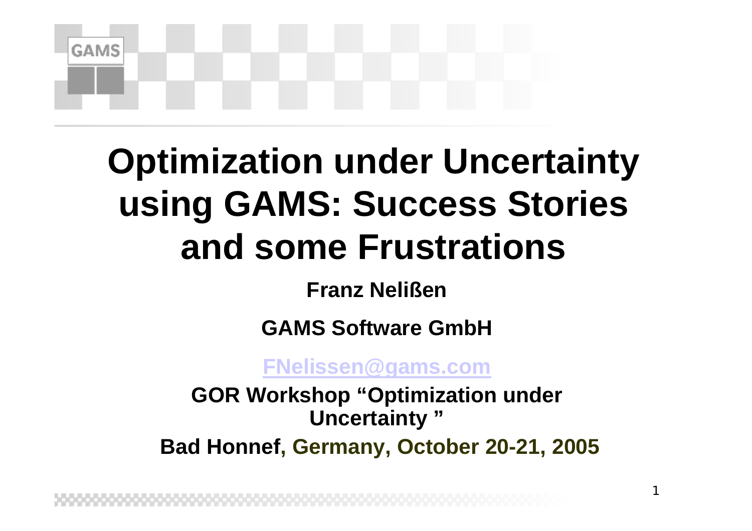# Optimization under Uncertainty using GAMS: Success Stories and some Frustrations

**Franz Nelißen**

**GAMS Software GmbH**

**FNelissen@gams.com**

**GOR Workshop "Optimization under Uncertainty "**

**Bad Honnef, Germany, October 20-21, 2005**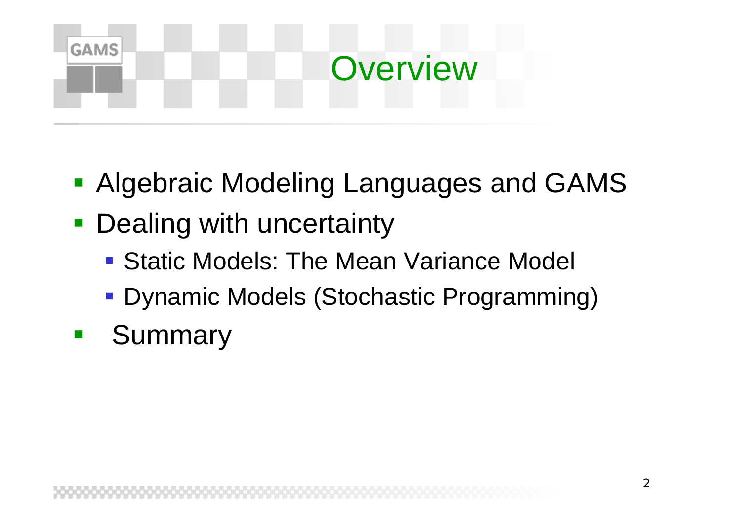# Overview

- Algebraic Modeling Languages and GAMS
- Dealing with uncertainty
  - Static Models: The Mean Variance Model
  - Dynamic Models (Stochastic Programming)
- Summary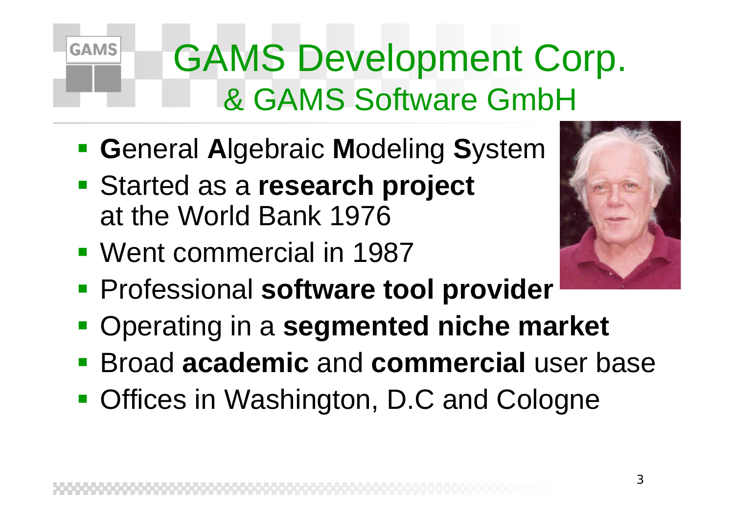# GAMS Development Corp.
## & GAMS Software GmbH

- **G**eneral **A**lgebraic **M**odeling **S**ystem
- Started as a **research project** at the World Bank 1976
- Went commercial in 1987
- Professional **software tool provider**
- Operating in a **segmented niche market**
- Broad **academic** and **commercial** user base
- Offices in Washington, D.C and Cologne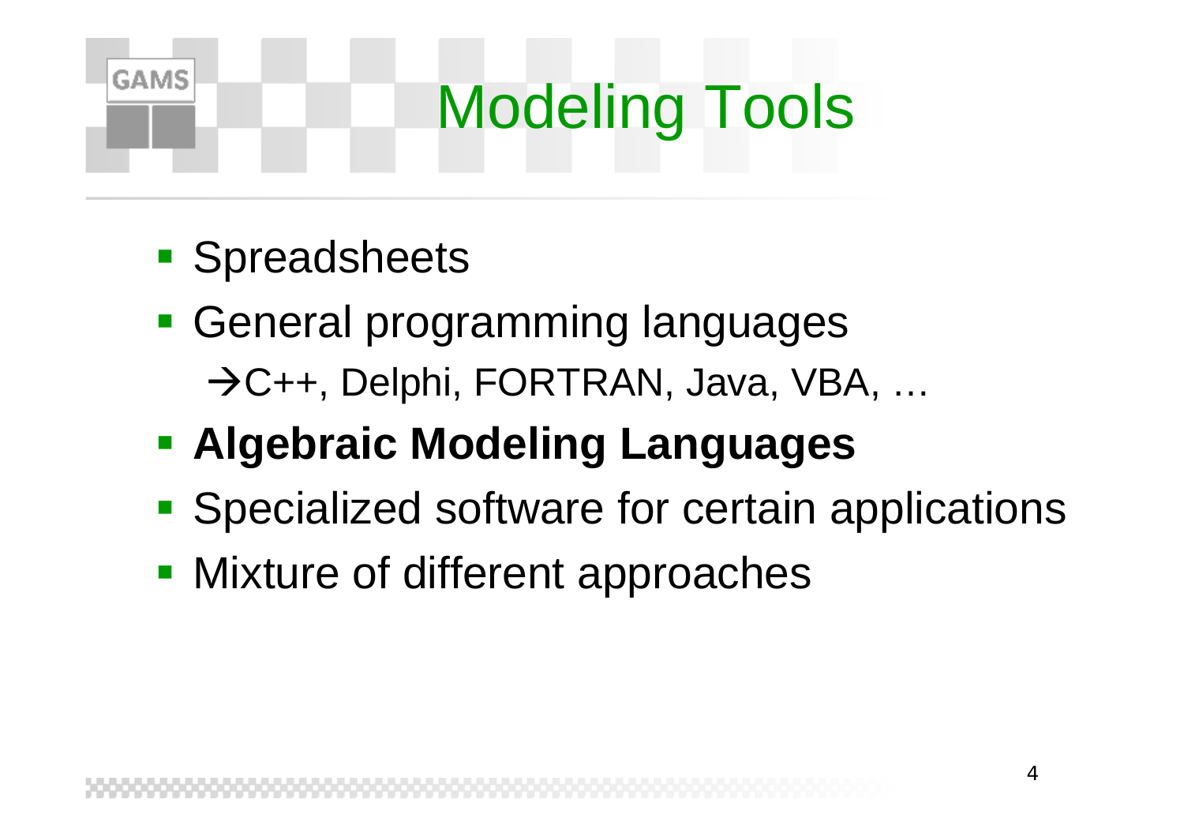# Modeling Tools

- Spreadsheets
- General programming languages
  →C++, Delphi, FORTRAN, Java, VBA, …
- **Algebraic Modeling Languages**
- Specialized software for certain applications
- Mixture of different approaches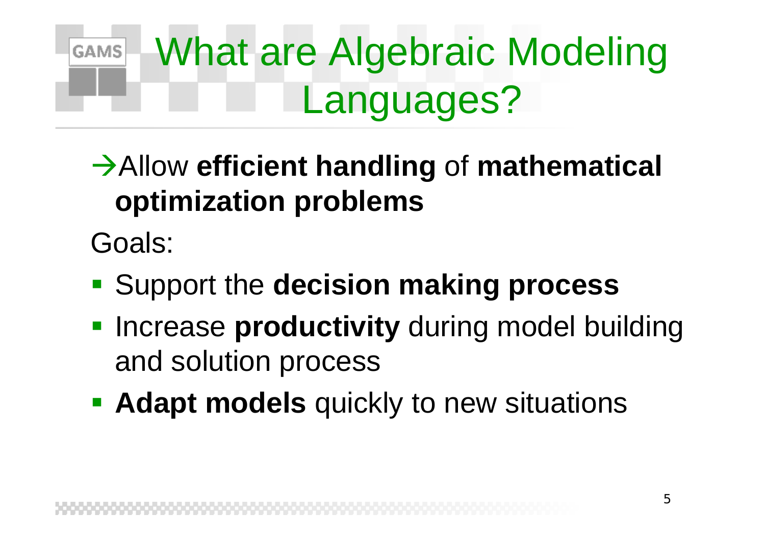# What are Algebraic Modeling Languages?

→Allow **efficient handling** of **mathematical optimization problems**

Goals:

- Support the **decision making process**
- Increase **productivity** during model building and solution process
- **Adapt models** quickly to new situations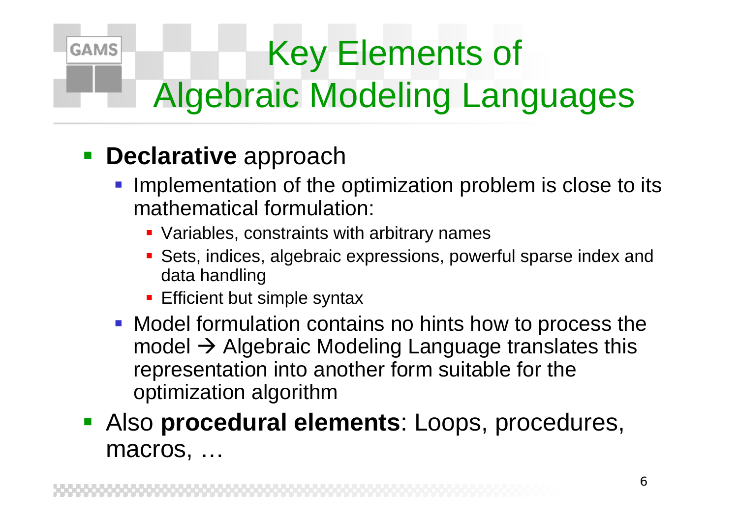# Key Elements of Algebraic Modeling Languages

- **Declarative** approach
  - Implementation of the optimization problem is close to its mathematical formulation:
    - Variables, constraints with arbitrary names
    - Sets, indices, algebraic expressions, powerful sparse index and data handling
    - Efficient but simple syntax
  - Model formulation contains no hints how to process the model → Algebraic Modeling Language translates this representation into another form suitable for the optimization algorithm
- Also **procedural elements**: Loops, procedures, macros, …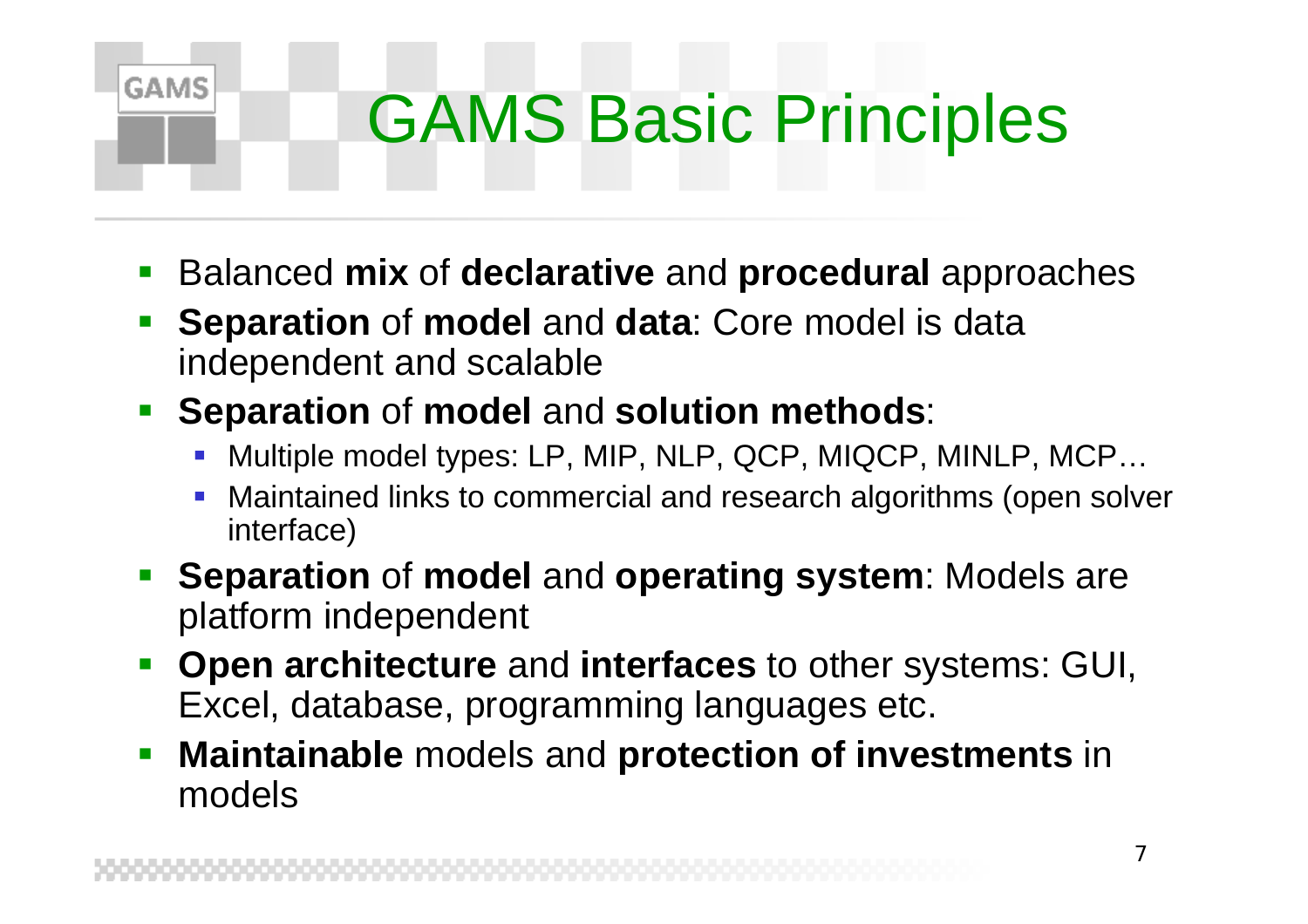# GAMS Basic Principles

- Balanced **mix** of **declarative** and **procedural** approaches
- **Separation** of **model** and **data**: Core model is data independent and scalable
- **Separation** of **model** and **solution methods**:
  - Multiple model types: LP, MIP, NLP, QCP, MIQCP, MINLP, MCP…
  - Maintained links to commercial and research algorithms (open solver interface)
- **Separation** of **model** and **operating system**: Models are platform independent
- **Open architecture** and **interfaces** to other systems: GUI, Excel, database, programming languages etc.
- **Maintainable** models and **protection of investments** in models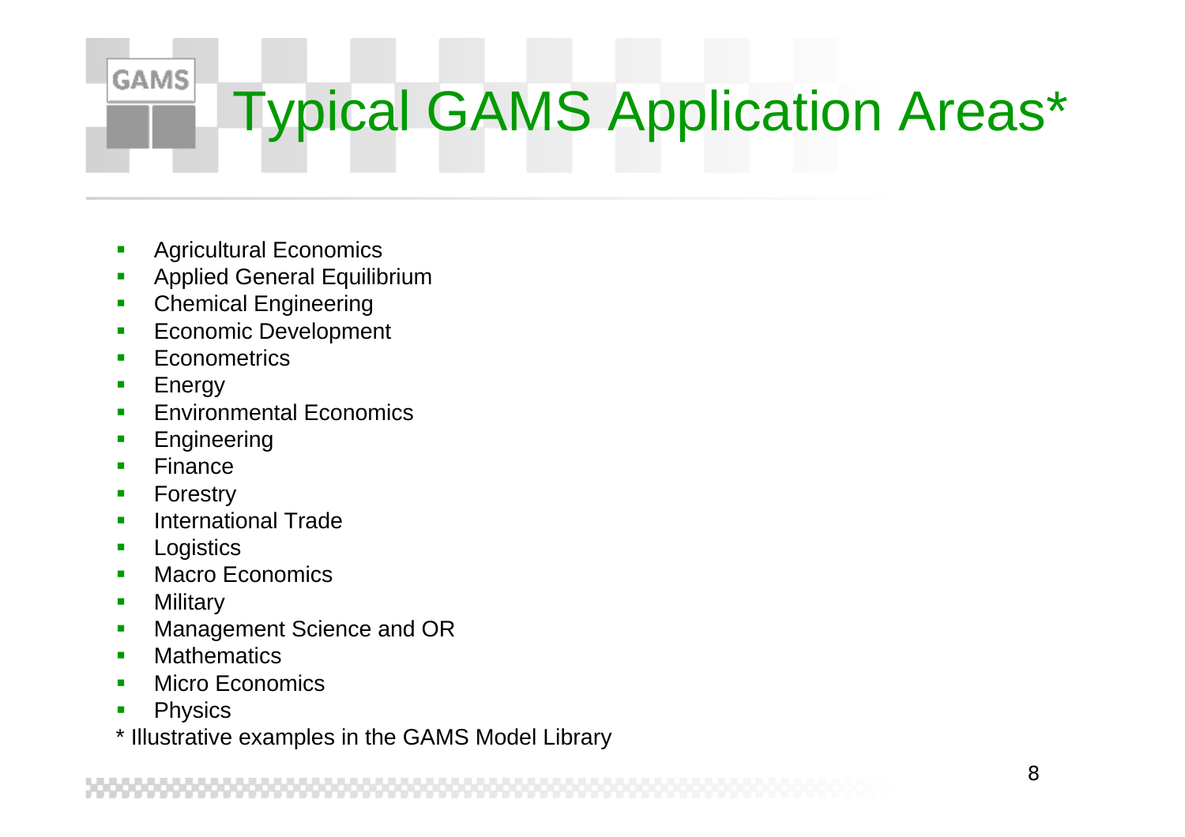# Typical GAMS Application Areas*

- Agricultural Economics
- Applied General Equilibrium
- Chemical Engineering
- Economic Development
- Econometrics
- Energy
- Environmental Economics
- Engineering
- Finance
- Forestry
- International Trade
- Logistics
- Macro Economics
- Military
- Management Science and OR
- Mathematics
- Micro Economics
- Physics

* Illustrative examples in the GAMS Model Library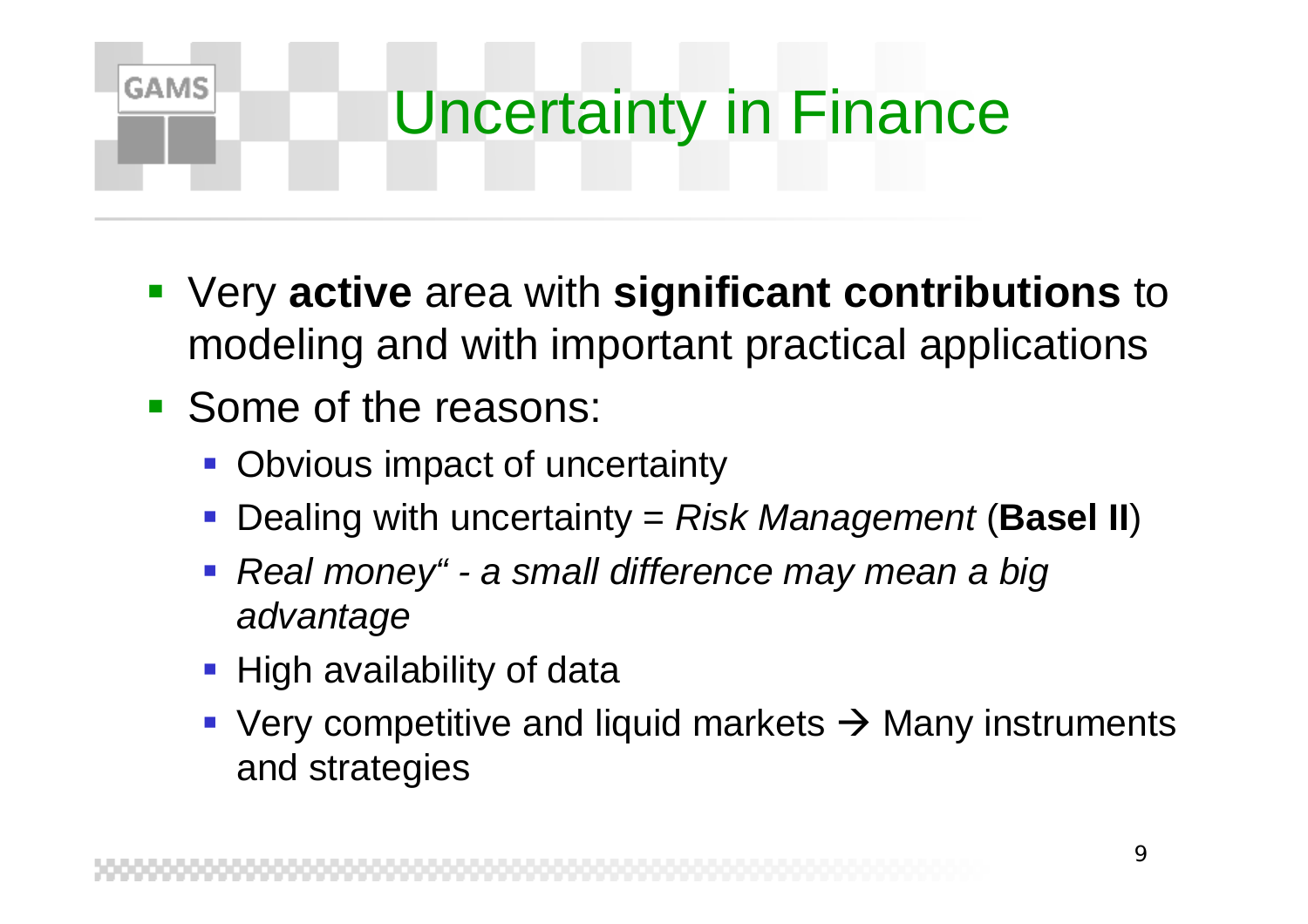# Uncertainty in Finance

- Very **active** area with **significant contributions** to modeling and with important practical applications
- Some of the reasons:
  - Obvious impact of uncertainty
  - Dealing with uncertainty = *Risk Management* (**Basel II**)
  - *Real money" - a small difference may mean a big advantage*
  - High availability of data
  - Very competitive and liquid markets → Many instruments and strategies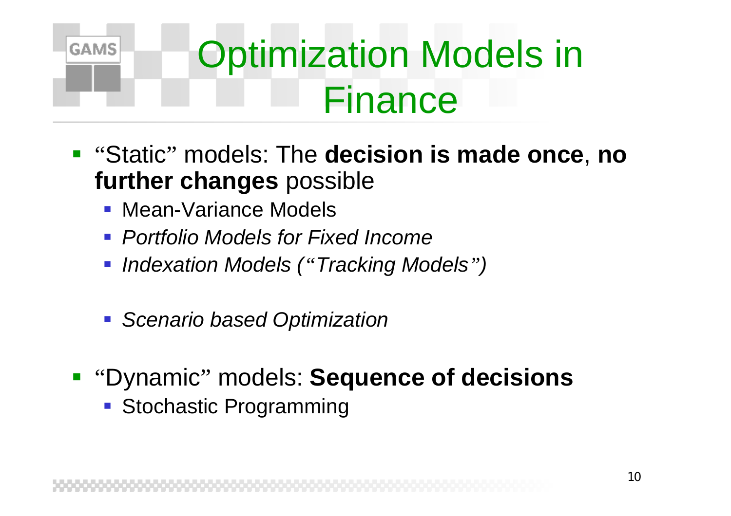# Optimization Models in Finance

- "Static" models: The **decision is made once**, **no further changes** possible
  - Mean-Variance Models
  - *Portfolio Models for Fixed Income*
  - *Indexation Models ("Tracking Models")*
  - *Scenario based Optimization*
- "Dynamic" models: **Sequence of decisions**
  - Stochastic Programming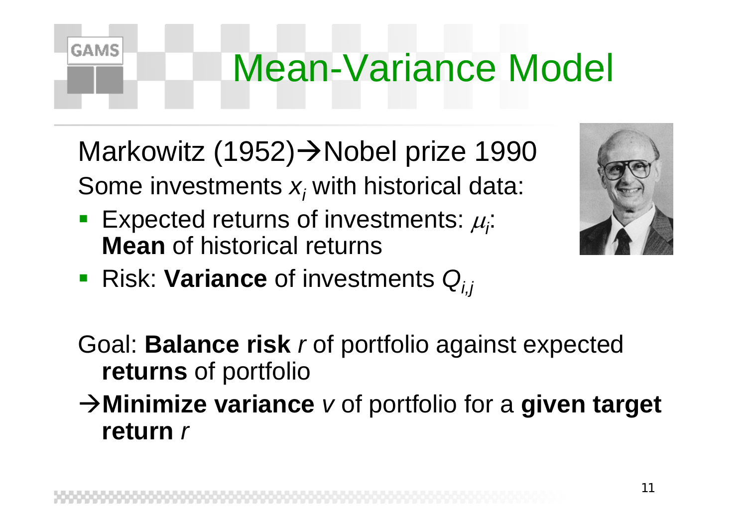# Mean-Variance Model

Markowitz (1952)→Nobel prize 1990

Some investments $x_i$ with historical data:

- Expected returns of investments: $\mu_i$: **Mean** of historical returns
- Risk: **Variance** of investments $Q_{i,j}$

Goal: **Balance risk** *r* of portfolio against expected **returns** of portfolio

→**Minimize variance** *v* of portfolio for a **given target return** *r*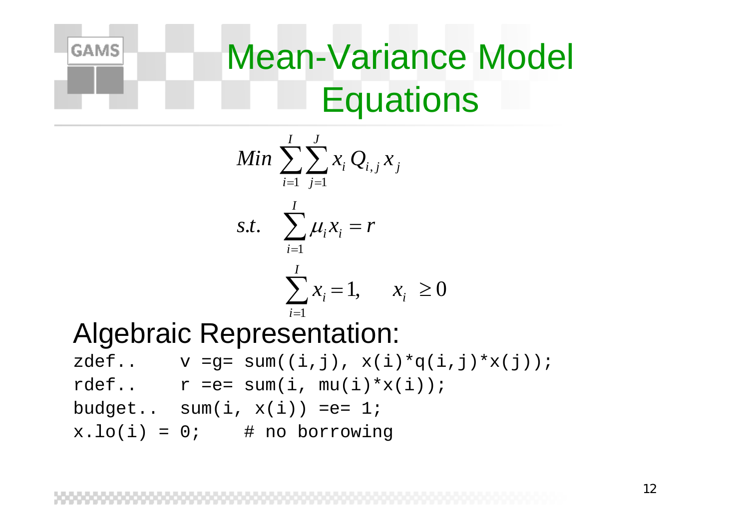# Mean-Variance Model Equations

$$
\begin{aligned}
& Min \sum_{i=1}^{I}\sum_{j=1}^{J} x_i \, Q_{i,j} \, x_j \\
& s.t. \quad \sum_{i=1}^{I} \mu_i x_i = r \\
& \qquad \sum_{i=1}^{I} x_i = 1, \qquad x_i \geq 0
\end{aligned}
$$

## Algebraic Representation:

```
zdef..     v =g= sum((i,j), x(i)*q(i,j)*x(j));
rdef..     r =e= sum(i, mu(i)*x(i));
budget..  sum(i, x(i)) =e= 1;
x.lo(i) = 0;    # no borrowing
```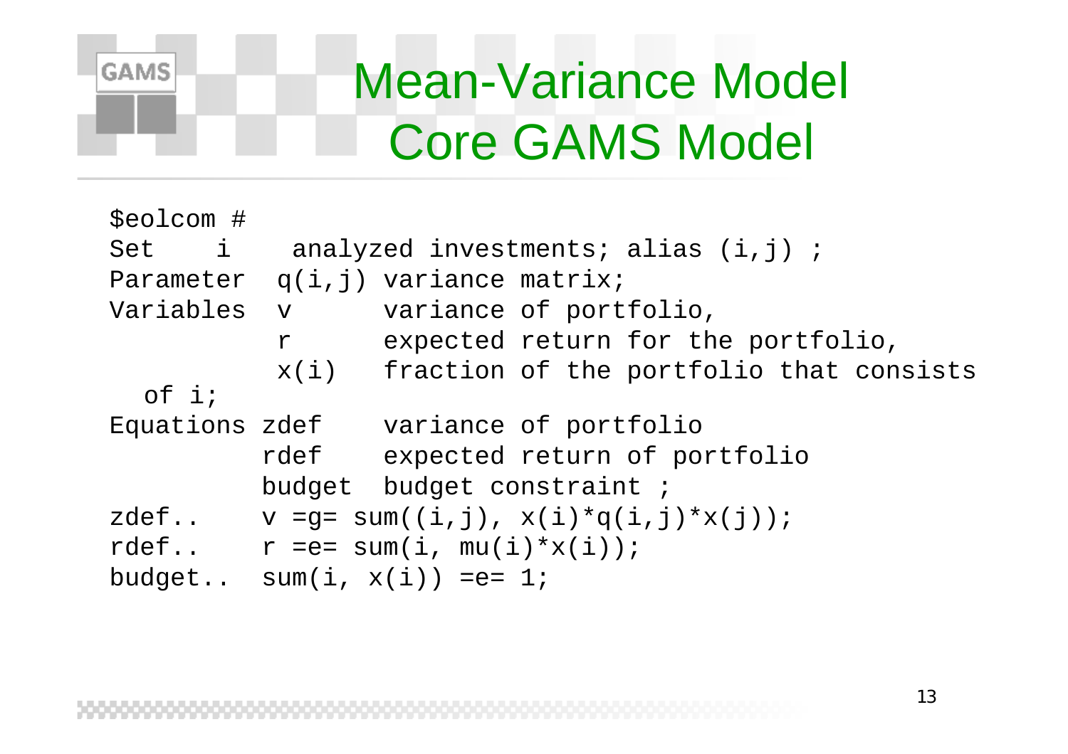# Mean-Variance Model Core GAMS Model

```
$eolcom #
Set    i    analyzed investments; alias (i,j) ;
Parameter  q(i,j) variance matrix;
Variables  v      variance of portfolio,
           r      expected return for the portfolio,
           x(i)   fraction of the portfolio that consists
  of i;
Equations zdef    variance of portfolio
          rdef    expected return of portfolio
          budget  budget constraint ;
zdef..    v =g= sum((i,j), x(i)*q(i,j)*x(j));
rdef..    r =e= sum(i, mu(i)*x(i));
budget..  sum(i, x(i)) =e= 1;
```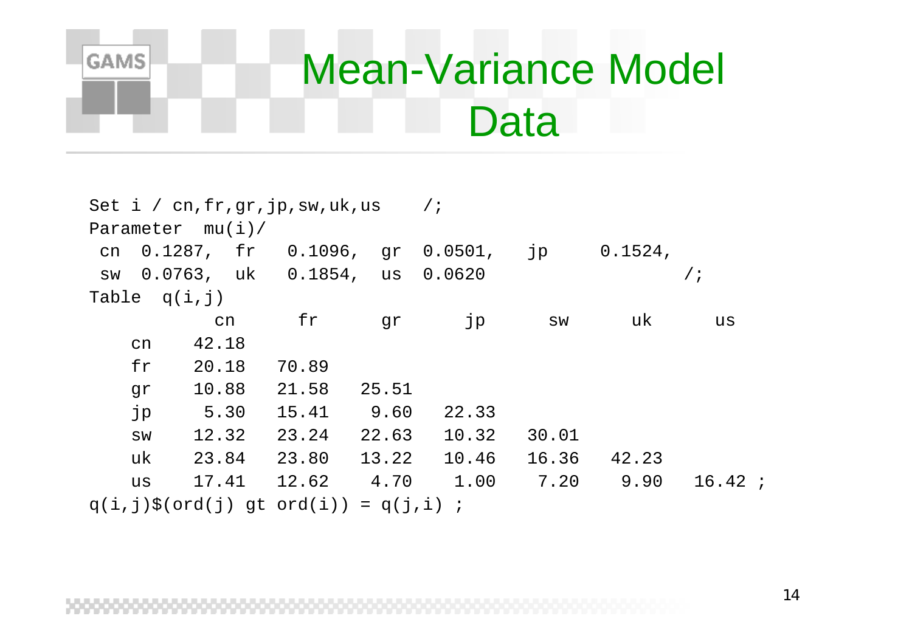# Mean-Variance Model Data

```
Set i / cn,fr,gr,jp,sw,uk,us    /;
Parameter  mu(i)/
 cn  0.1287,  fr   0.1096,  gr  0.0501,   jp    0.1524,
 sw  0.0763,  uk   0.1854,  us  0.0620                    /;
Table  q(i,j)
            cn       fr       gr       jp       sw       uk       us
    cn     42.18
    fr     20.18    70.89
    gr     10.88    21.58    25.51
    jp      5.30    15.41     9.60    22.33
    sw     12.32    23.24    22.63    10.32    30.01
    uk     23.84    23.80    13.22    10.46    16.36    42.23
    us     17.41    12.62     4.70     1.00     7.20     9.90   16.42 ;
q(i,j)$(ord(j) gt ord(i)) = q(j,i) ;
```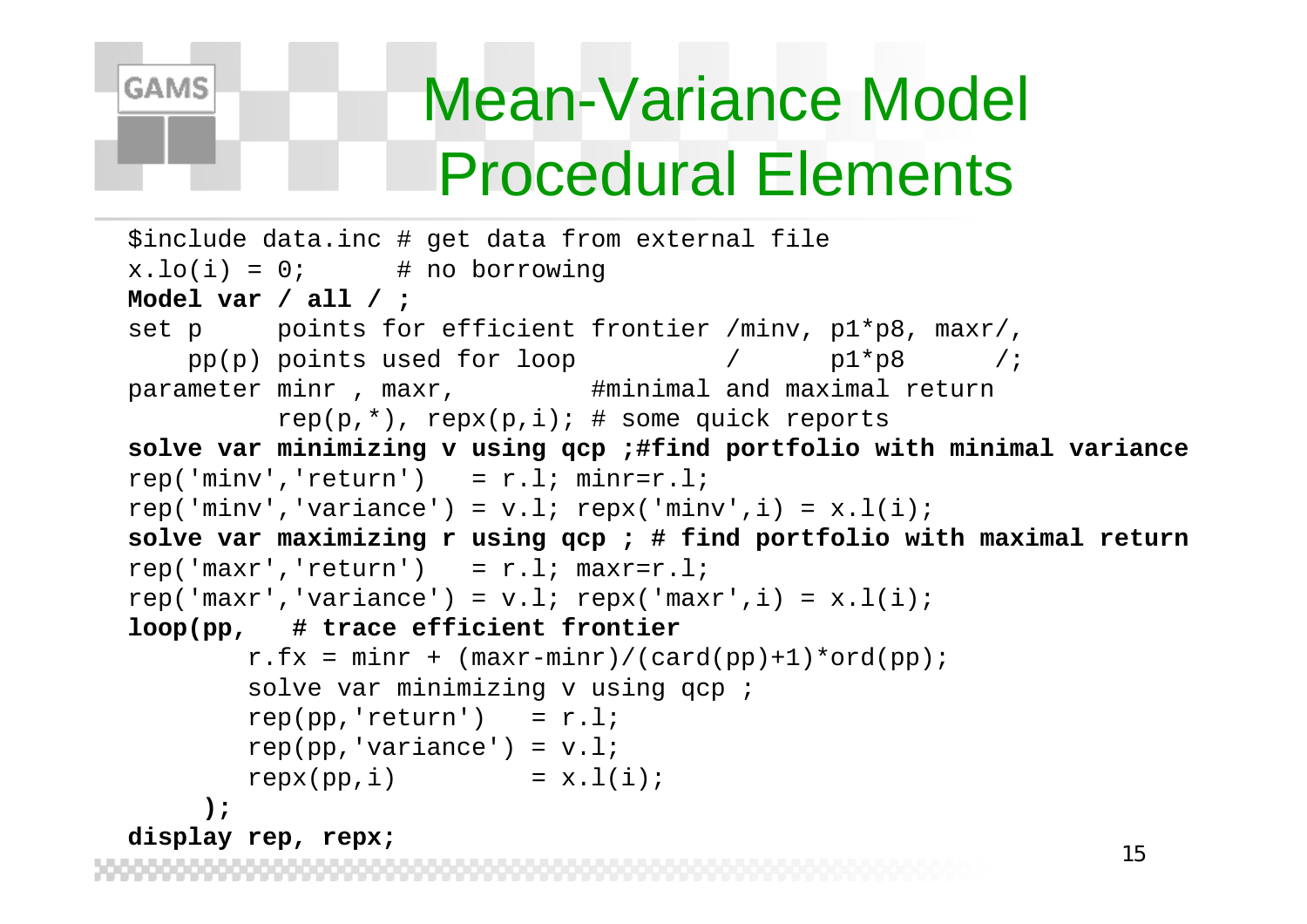# Mean-Variance Model Procedural Elements

```
$include data.inc # get data from external file
x.lo(i) = 0;      # no borrowing
Model var / all / ;
set p     points for efficient frontier /minv, p1*p8, maxr/,
    pp(p) points used for loop          /      p1*p8      /;
parameter minr , maxr,          #minimal and maximal return
          rep(p,*), repx(p,i); # some quick reports
solve var minimizing v using qcp ;#find portfolio with minimal variance
rep('minv','return')   = r.l; minr=r.l;
rep('minv','variance') = v.l; repx('minv',i) = x.l(i);
solve var maximizing r using qcp ; # find portfolio with maximal return
rep('maxr','return')   = r.l; maxr=r.l;
rep('maxr','variance') = v.l; repx('maxr',i) = x.l(i);
loop(pp,   # trace efficient frontier
        r.fx = minr + (maxr-minr)/(card(pp)+1)*ord(pp);
        solve var minimizing v using qcp ;
        rep(pp,'return')   = r.l;
        rep(pp,'variance') = v.l;
        repx(pp,i)         = x.l(i);
     );
display rep, repx;
```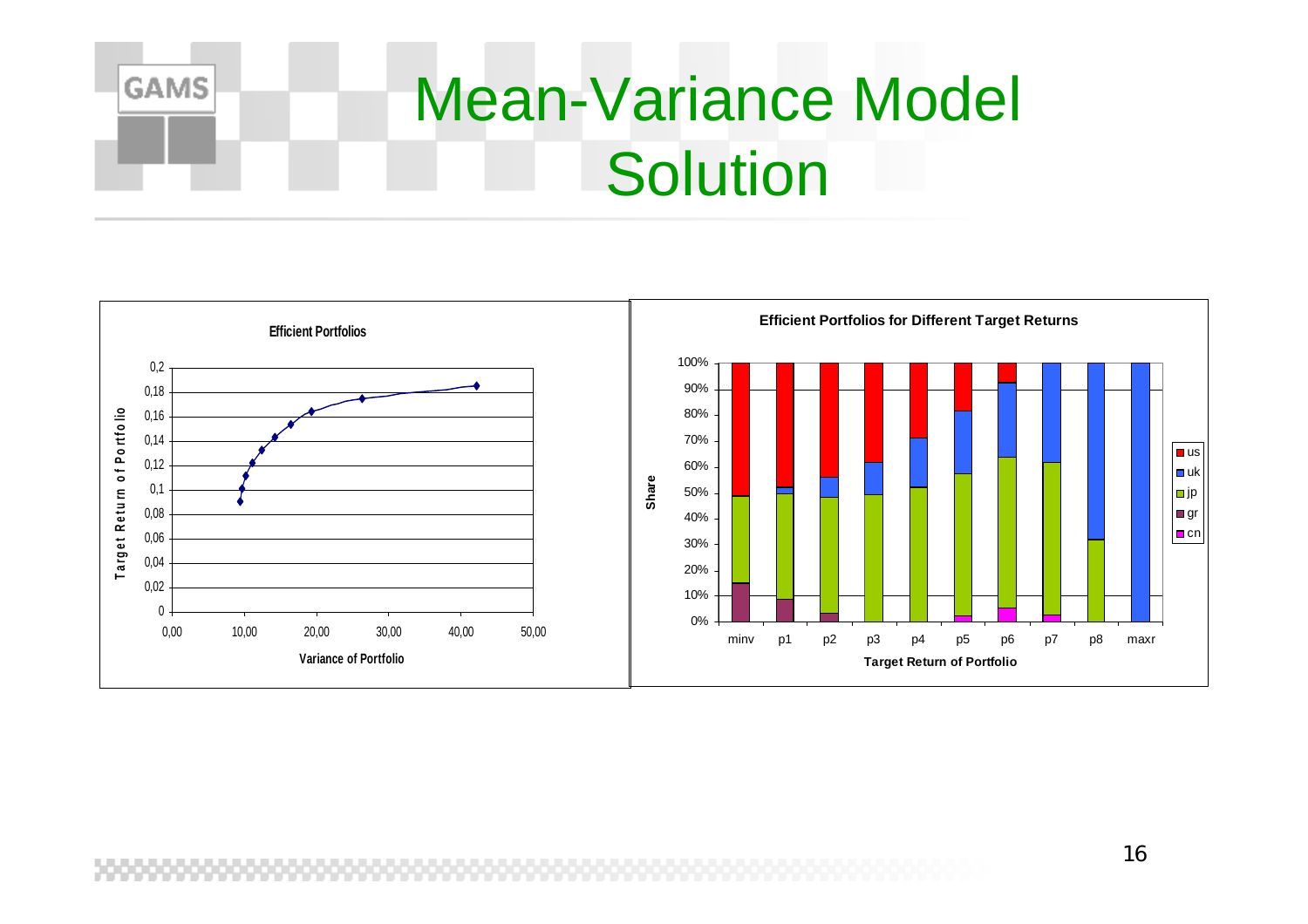# Mean-Variance Model Solution

**Efficient Portfolios**

Target Return of Portfolio (y-axis: 0 – 0,2)

Variance of Portfolio (x-axis: 0,00 – 50,00)

**Efficient Portfolios for Different Target Returns**

Share (y-axis: 0% – 100%)

Target Return of Portfolio (x-axis: minv, p1, p2, p3, p4, p5, p6, p7, p8, maxr)

Legend: us, uk, jp, gr, cn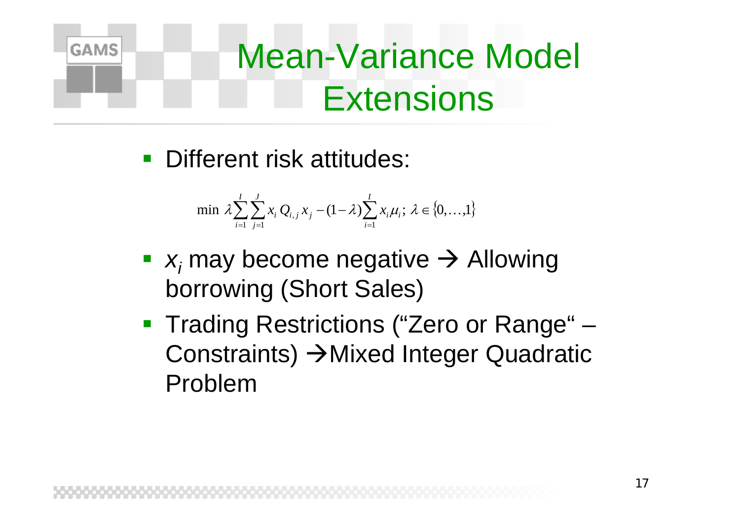# Mean-Variance Model Extensions

- Different risk attitudes:

$$\min \ \lambda \sum_{i=1}^{I} \sum_{j=1}^{J} x_i \, Q_{i,j} \, x_j - (1-\lambda) \sum_{i=1}^{I} x_i \mu_i ; \ \lambda \in \{0, \ldots, 1\}$$

- $x_i$ may become negative → Allowing borrowing (Short Sales)
- Trading Restrictions ("Zero or Range" – Constraints) →Mixed Integer Quadratic Problem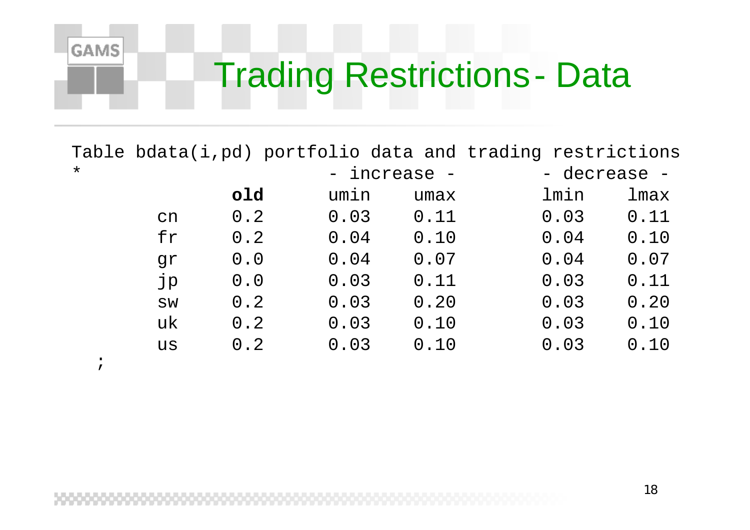# Trading Restrictions - Data

```
Table bdata(i,pd) portfolio data and trading restrictions
*                       - increase -          - decrease -
            old       umin     umax          lmin     lmax
      cn    0.2       0.03     0.11          0.03     0.11
      fr    0.2       0.04     0.10          0.04     0.10
      gr    0.0       0.04     0.07          0.04     0.07
      jp    0.0       0.03     0.11          0.03     0.11
      sw    0.2       0.03     0.20          0.03     0.20
      uk    0.2       0.03     0.10          0.03     0.10
      us    0.2       0.03     0.10          0.03     0.10
  ;
```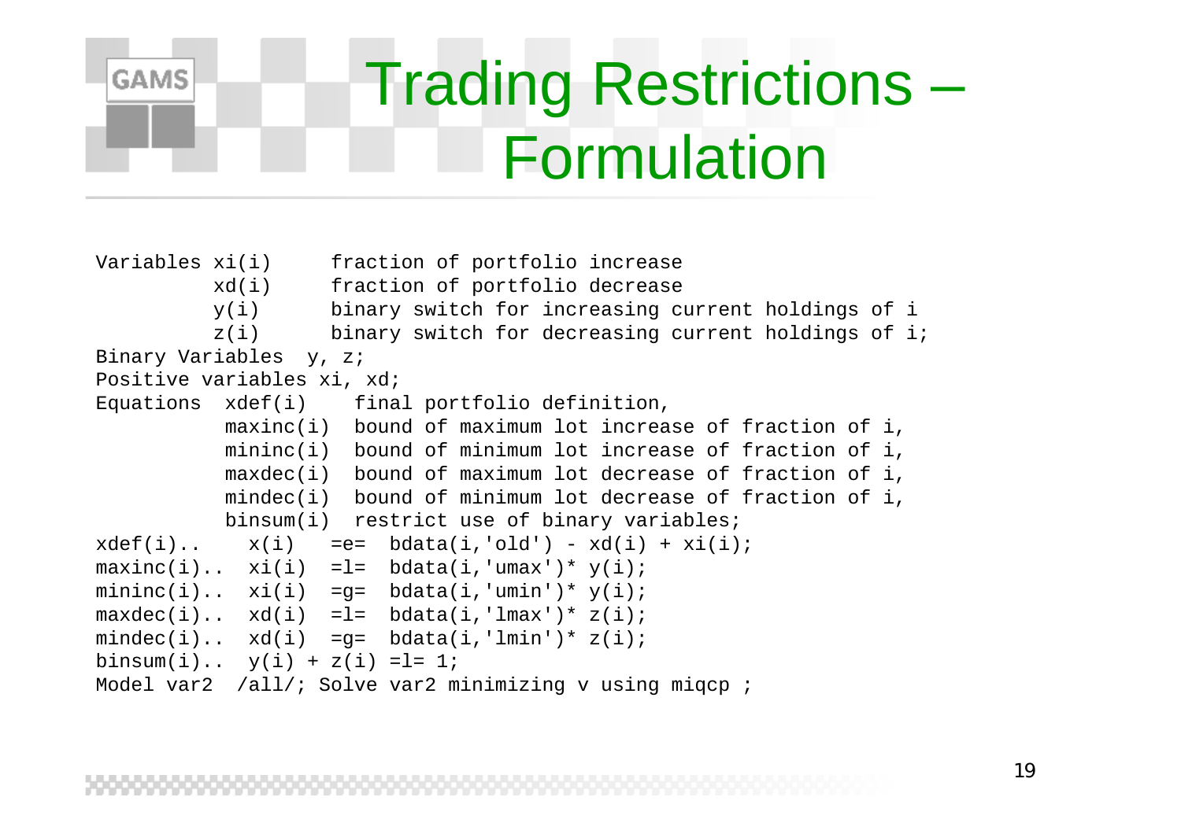# Trading Restrictions – Formulation

```
Variables xi(i)     fraction of portfolio increase
          xd(i)     fraction of portfolio decrease
          y(i)      binary switch for increasing current holdings of i
          z(i)      binary switch for decreasing current holdings of i;
Binary Variables  y, z;
Positive variables xi, xd;
Equations  xdef(i)    final portfolio definition,
           maxinc(i)  bound of maximum lot increase of fraction of i,
           mininc(i)  bound of minimum lot increase of fraction of i,
           maxdec(i)  bound of maximum lot decrease of fraction of i,
           mindec(i)  bound of minimum lot decrease of fraction of i,
           binsum(i)  restrict use of binary variables;
xdef(i)..    x(i)   =e=  bdata(i,'old') - xd(i) + xi(i);
maxinc(i)..  xi(i)  =l=  bdata(i,'umax')* y(i);
mininc(i)..  xi(i)  =g=  bdata(i,'umin')* y(i);
maxdec(i)..  xd(i)  =l=  bdata(i,'lmax')* z(i);
mindec(i)..  xd(i)  =g=  bdata(i,'lmin')* z(i);
binsum(i)..  y(i) + z(i) =l= 1;
Model var2  /all/; Solve var2 minimizing v using miqcp ;
```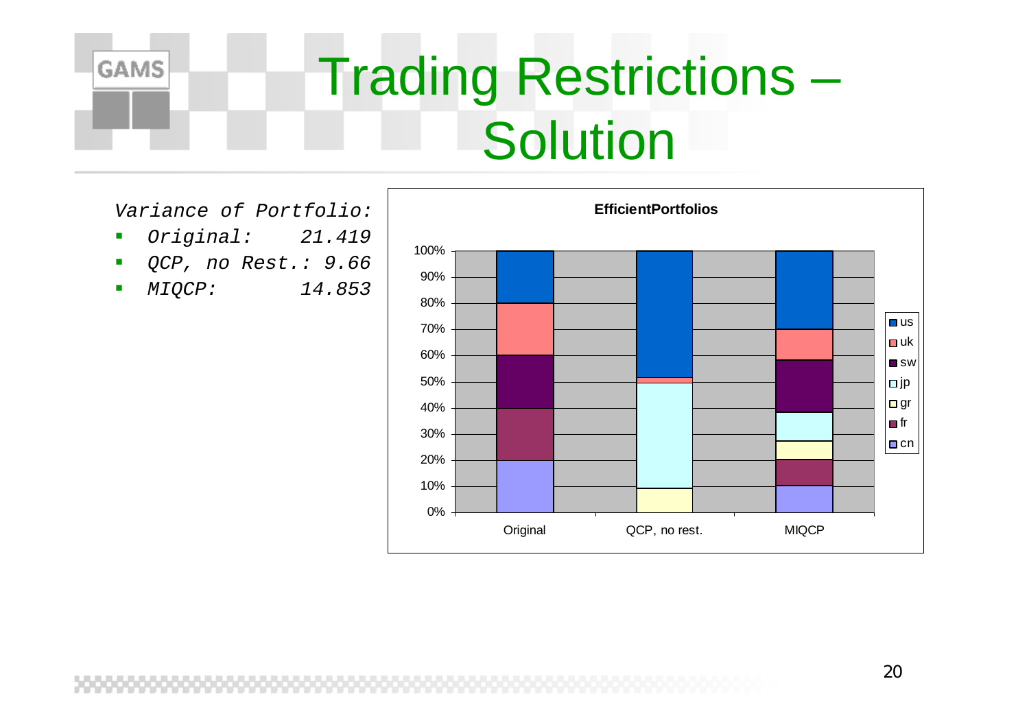# Trading Restrictions – Solution

*Variance of Portfolio:*

- *Original: 21.419*
- *QCP, no Rest.: 9.66*
- *MIQCP: 14.853*

**EfficientPortfolios**

Chart categories: Original, QCP, no rest., MIQCP

Y-axis: 0%, 10%, 20%, 30%, 40%, 50%, 60%, 70%, 80%, 90%, 100%

Legend: us, uk, sw, jp, gr, fr, cn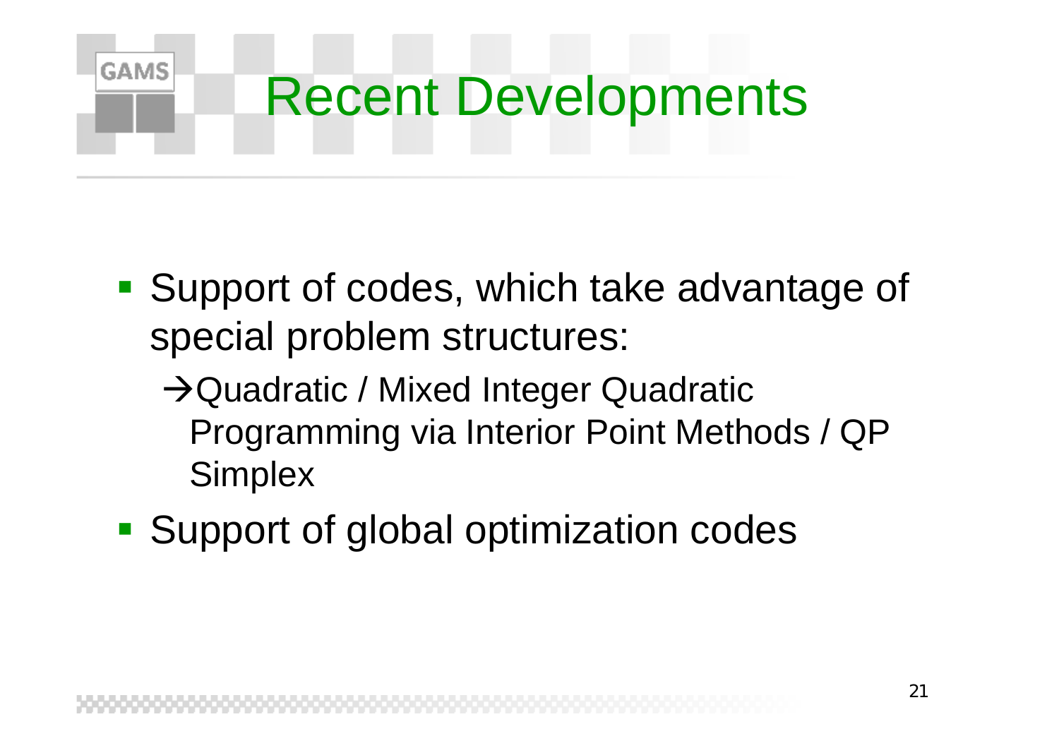# Recent Developments

- Support of codes, which take advantage of special problem structures:
  
  → Quadratic / Mixed Integer Quadratic Programming via Interior Point Methods / QP Simplex

- Support of global optimization codes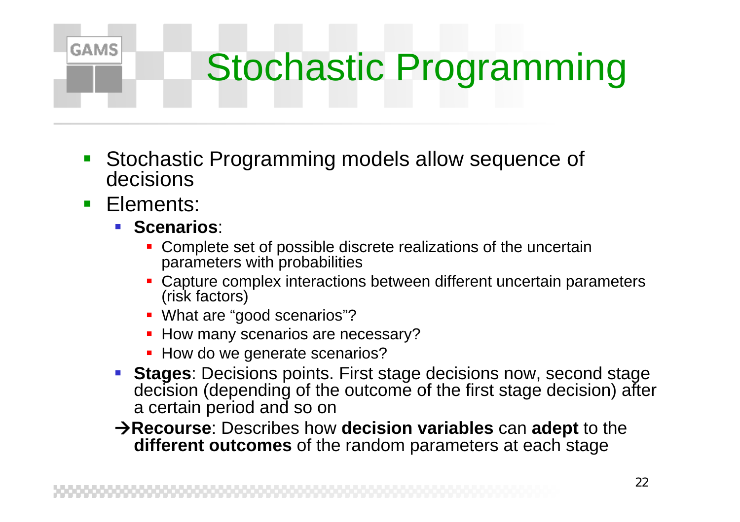# Stochastic Programming

- Stochastic Programming models allow sequence of decisions
- Elements:
  - **Scenarios**:
    - Complete set of possible discrete realizations of the uncertain parameters with probabilities
    - Capture complex interactions between different uncertain parameters (risk factors)
    - What are “good scenarios”?
    - How many scenarios are necessary?
    - How do we generate scenarios?
  - **Stages**: Decisions points. First stage decisions now, second stage decision (depending of the outcome of the first stage decision) after a certain period and so on

  →**Recourse**: Describes how **decision variables** can **adept** to the **different outcomes** of the random parameters at each stage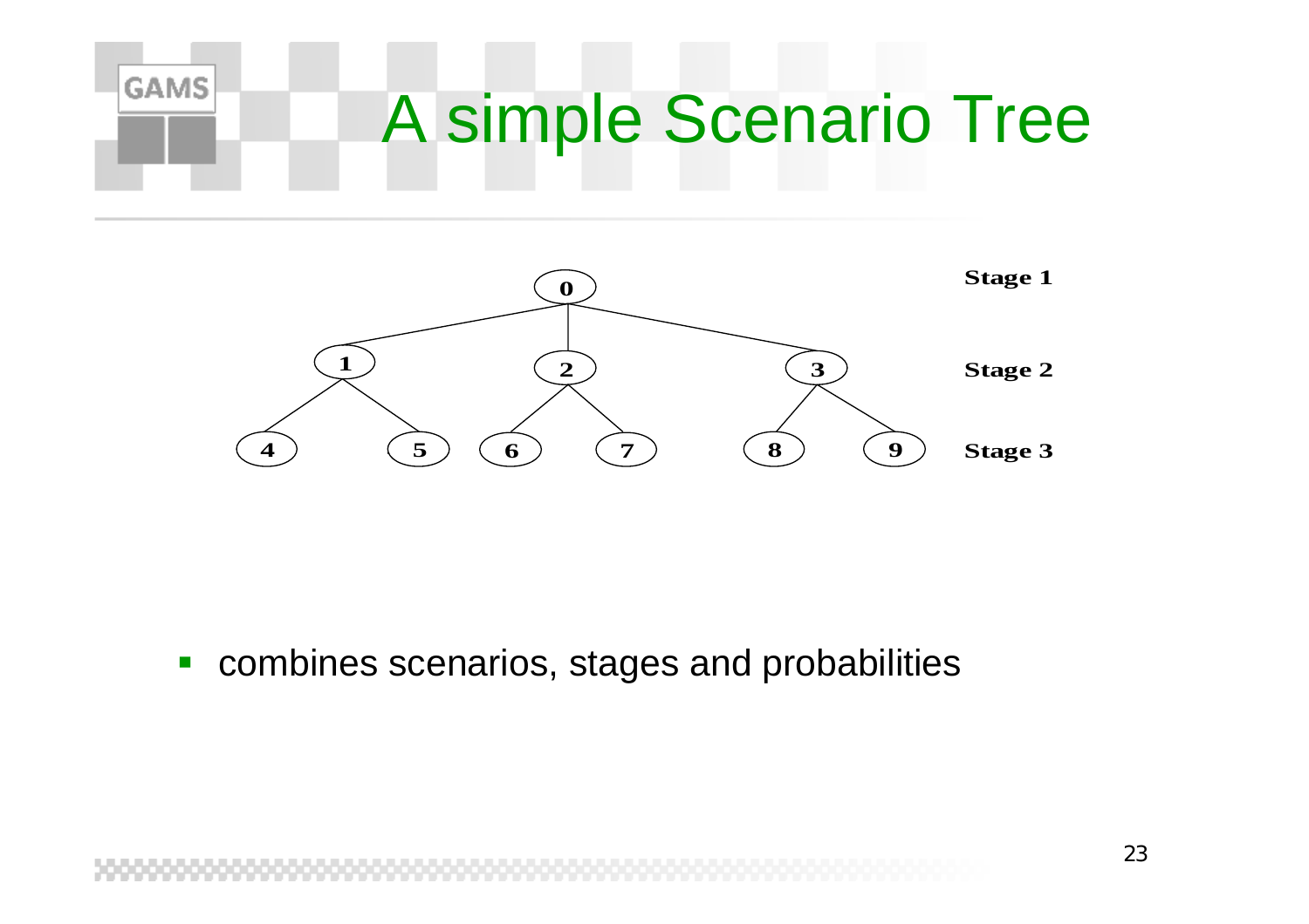# A simple Scenario Tree

Stage 1: 0

Stage 2: 1, 2, 3

Stage 3: 4, 5, 6, 7, 8, 9

- combines scenarios, stages and probabilities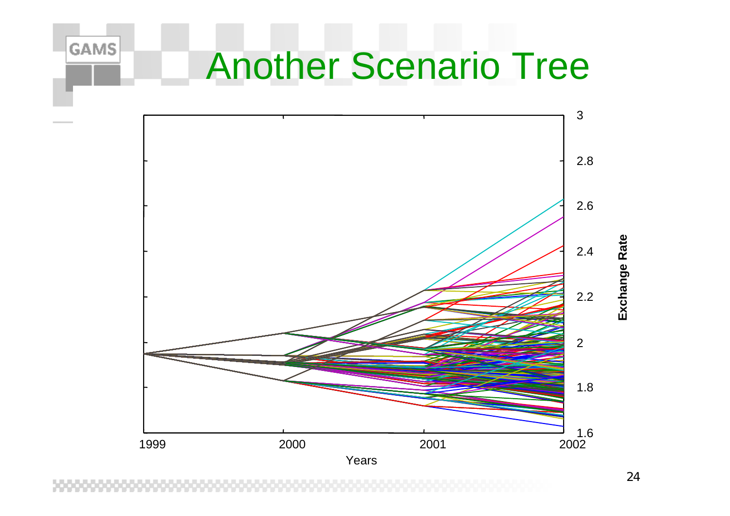# Another Scenario Tree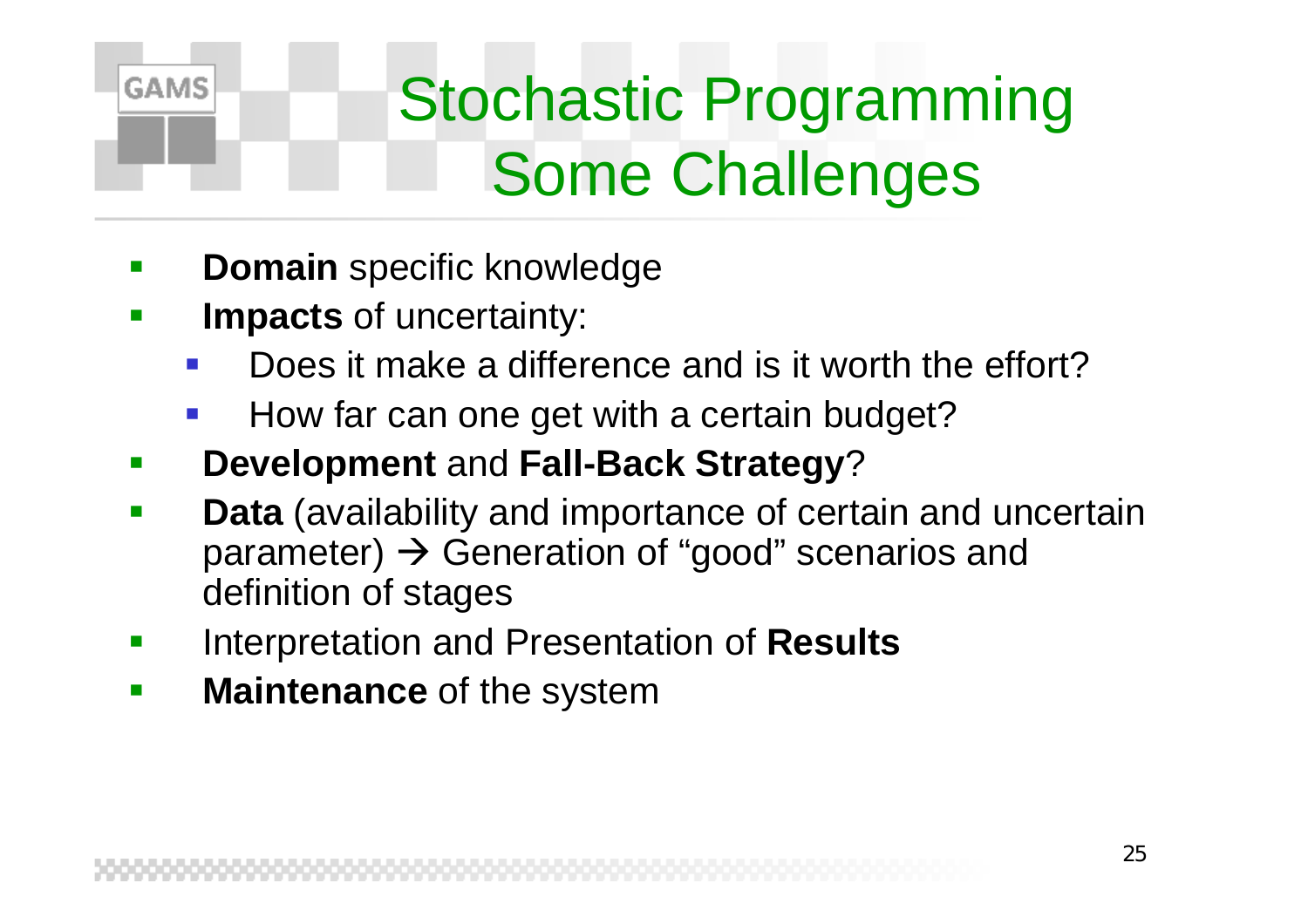# Stochastic Programming Some Challenges

- **Domain** specific knowledge
- **Impacts** of uncertainty:
  - Does it make a difference and is it worth the effort?
  - How far can one get with a certain budget?
- **Development** and **Fall-Back Strategy**?
- **Data** (availability and importance of certain and uncertain parameter) → Generation of "good" scenarios and definition of stages
- Interpretation and Presentation of **Results**
- **Maintenance** of the system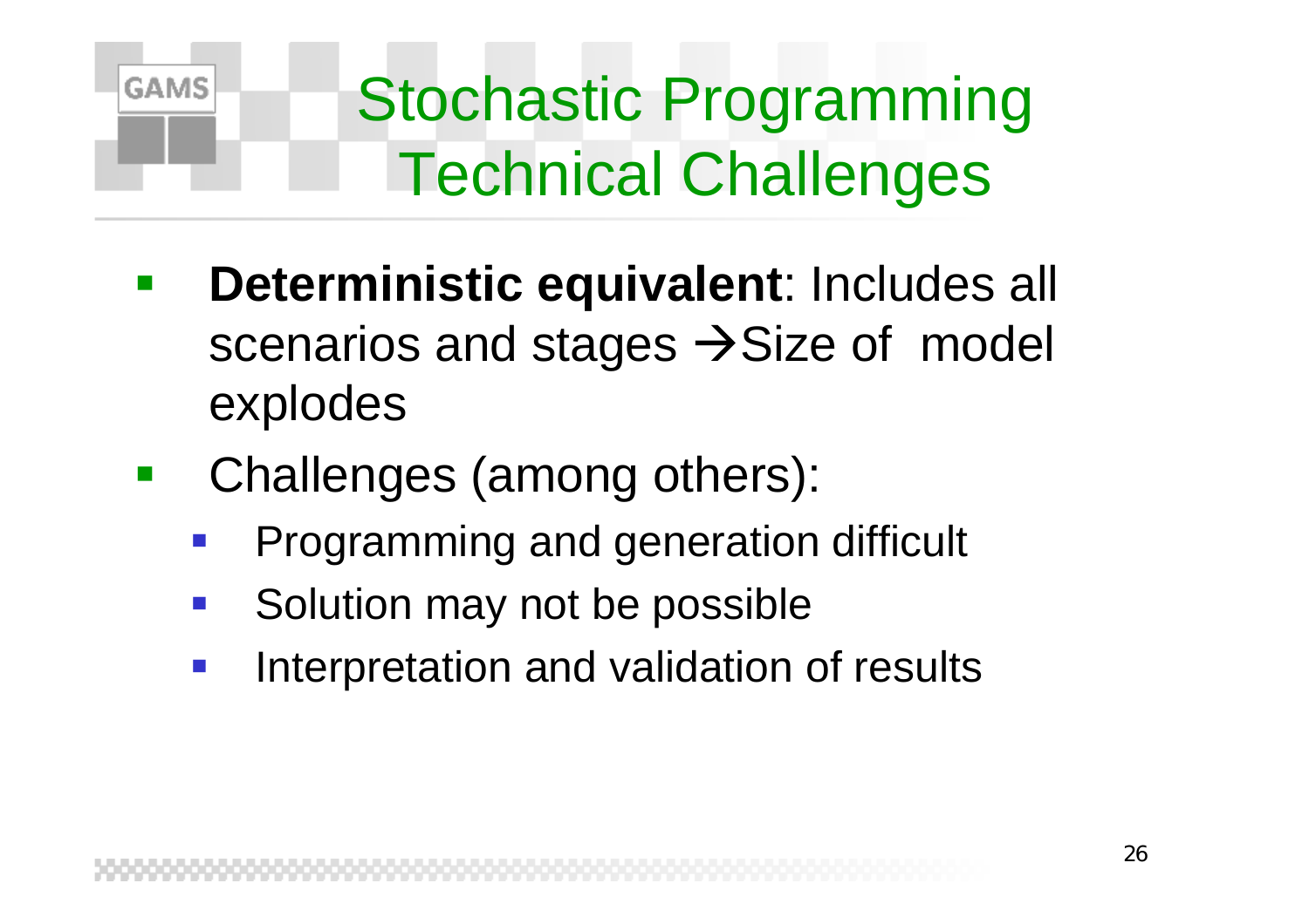# Stochastic Programming Technical Challenges

- **Deterministic equivalent**: Includes all scenarios and stages →Size of model explodes
- Challenges (among others):
  - Programming and generation difficult
  - Solution may not be possible
  - Interpretation and validation of results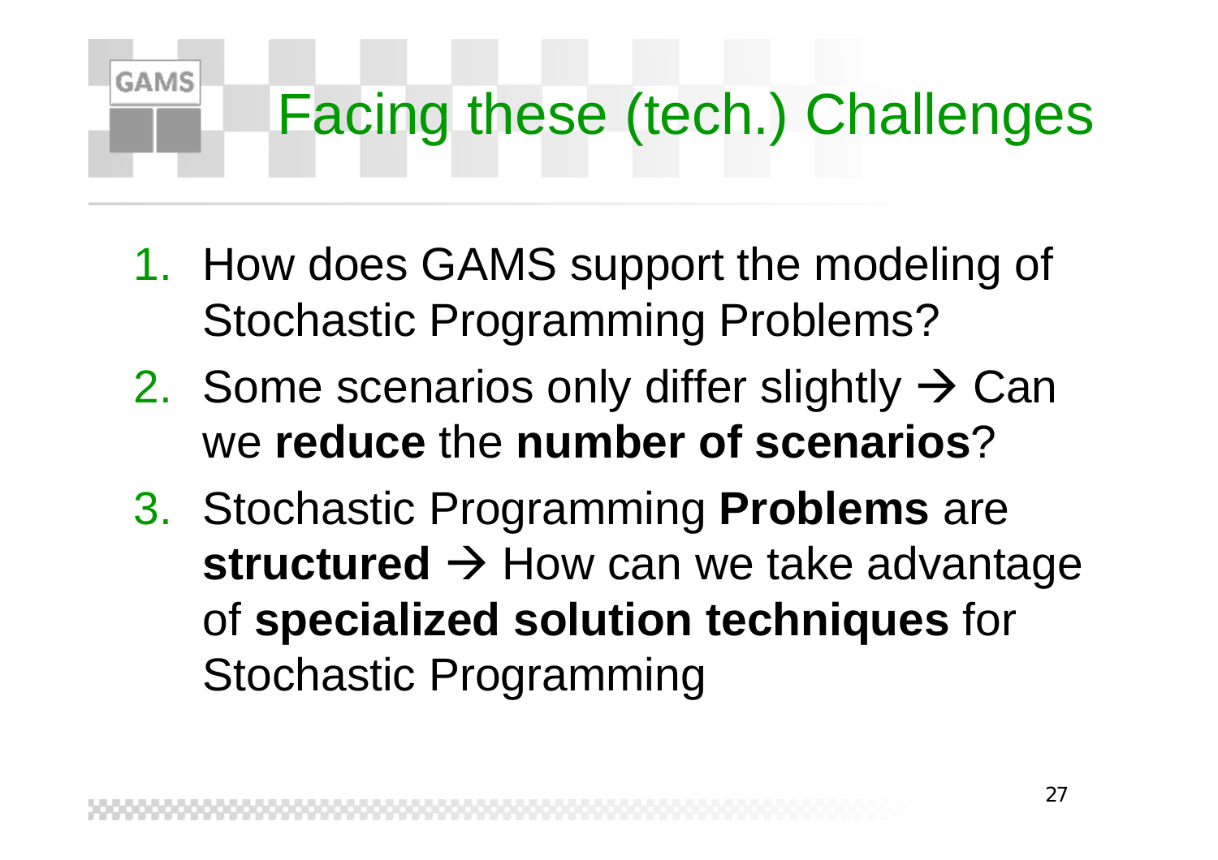# Facing these (tech.) Challenges

1. How does GAMS support the modeling of Stochastic Programming Problems?
2. Some scenarios only differ slightly → Can we **reduce** the **number of scenarios**?
3. Stochastic Programming **Problems** are **structured** → How can we take advantage of **specialized solution techniques** for Stochastic Programming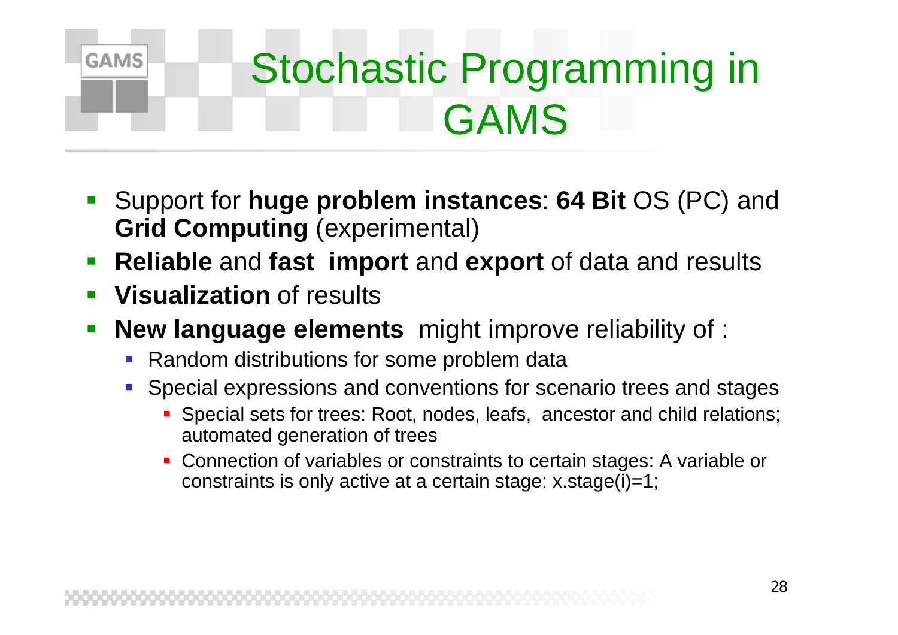# Stochastic Programming in GAMS

- Support for **huge problem instances**: **64 Bit** OS (PC) and **Grid Computing** (experimental)
- **Reliable** and **fast import** and **export** of data and results
- **Visualization** of results
- **New language elements** might improve reliability of :
  - Random distributions for some problem data
  - Special expressions and conventions for scenario trees and stages
    - Special sets for trees: Root, nodes, leafs, ancestor and child relations; automated generation of trees
    - Connection of variables or constraints to certain stages: A variable or constraints is only active at a certain stage: x.stage(i)=1;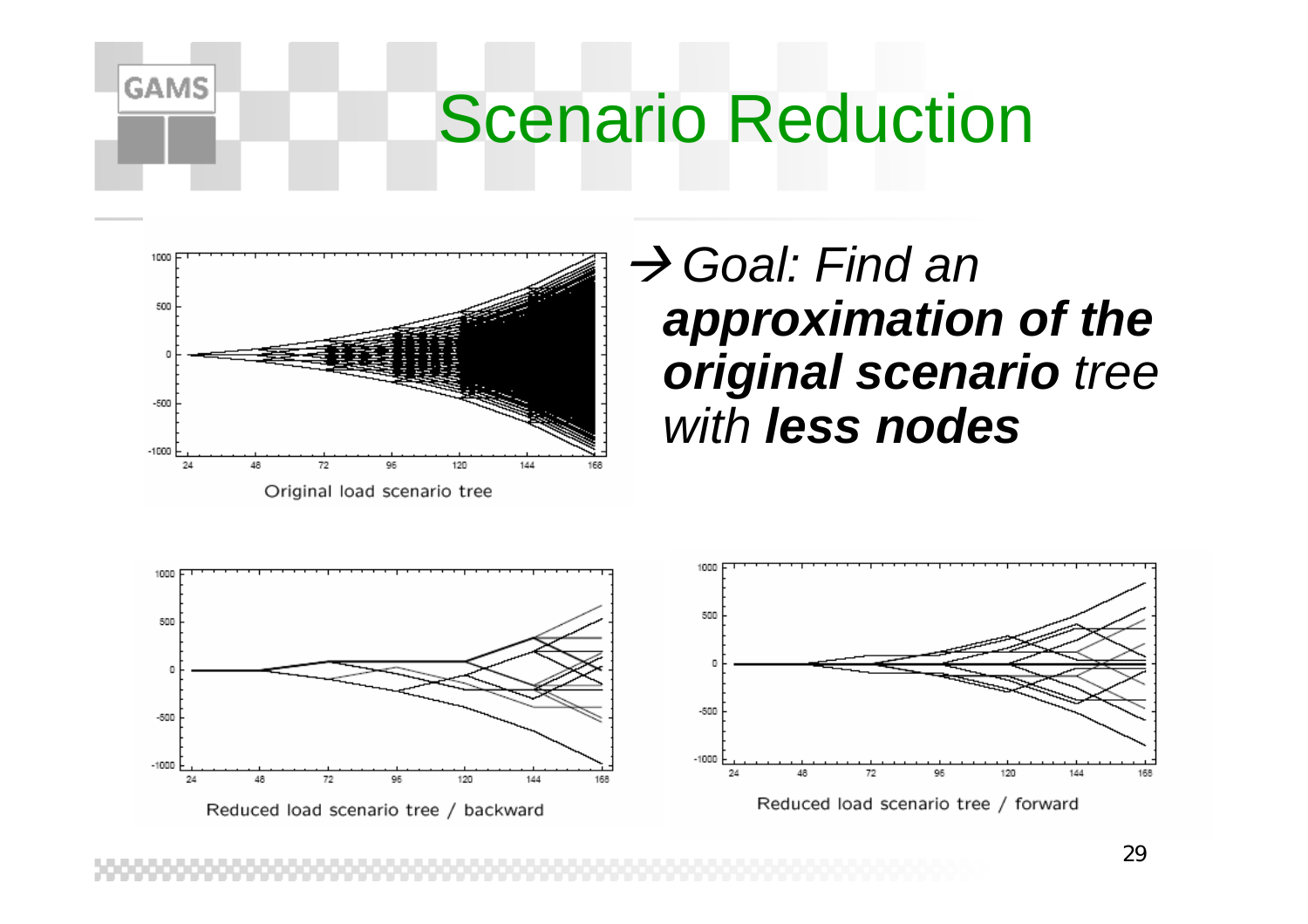# Scenario Reduction

→ *Goal: Find an* ***approximation of the original scenario*** *tree with* ***less nodes***

Original load scenario tree

Reduced load scenario tree / backward

Reduced load scenario tree / forward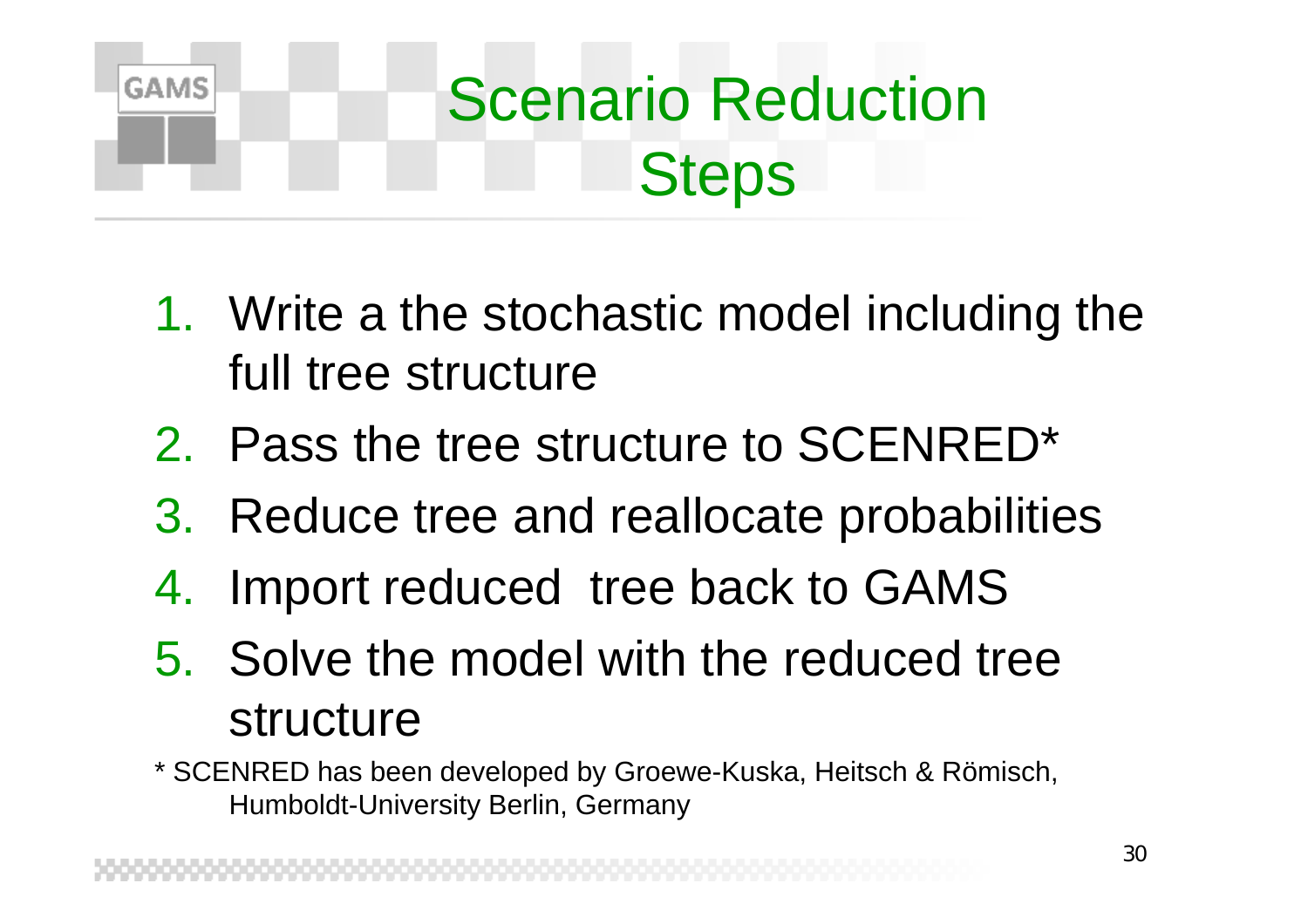# Scenario Reduction Steps

1. Write a the stochastic model including the full tree structure
2. Pass the tree structure to SCENRED*
3. Reduce tree and reallocate probabilities
4. Import reduced tree back to GAMS
5. Solve the model with the reduced tree structure

* SCENRED has been developed by Groewe-Kuska, Heitsch & Römisch, Humboldt-University Berlin, Germany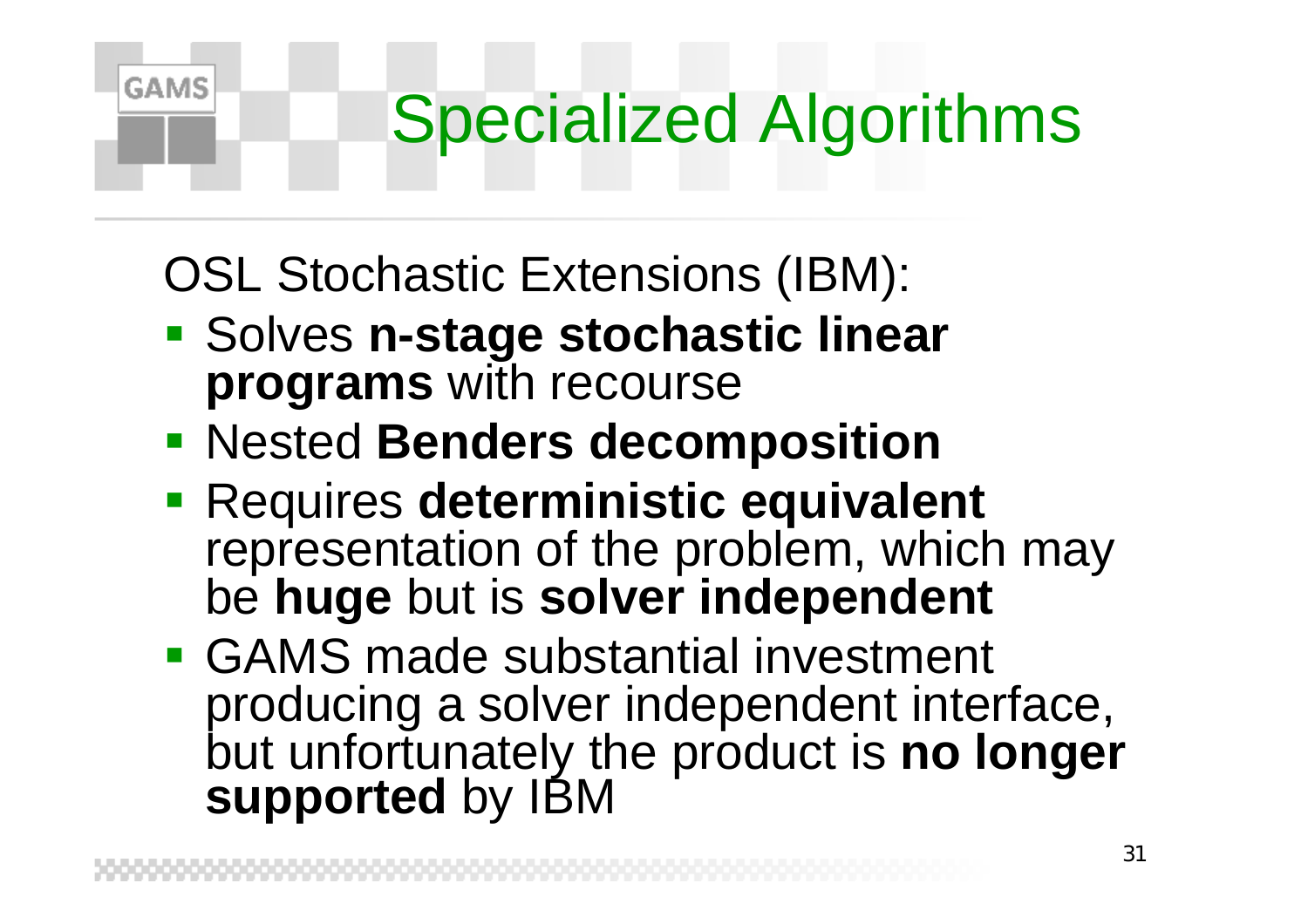# Specialized Algorithms

OSL Stochastic Extensions (IBM):

- Solves **n-stage stochastic linear programs** with recourse
- Nested **Benders decomposition**
- Requires **deterministic equivalent** representation of the problem, which may be **huge** but is **solver independent**
- GAMS made substantial investment producing a solver independent interface, but unfortunately the product is **no longer supported** by IBM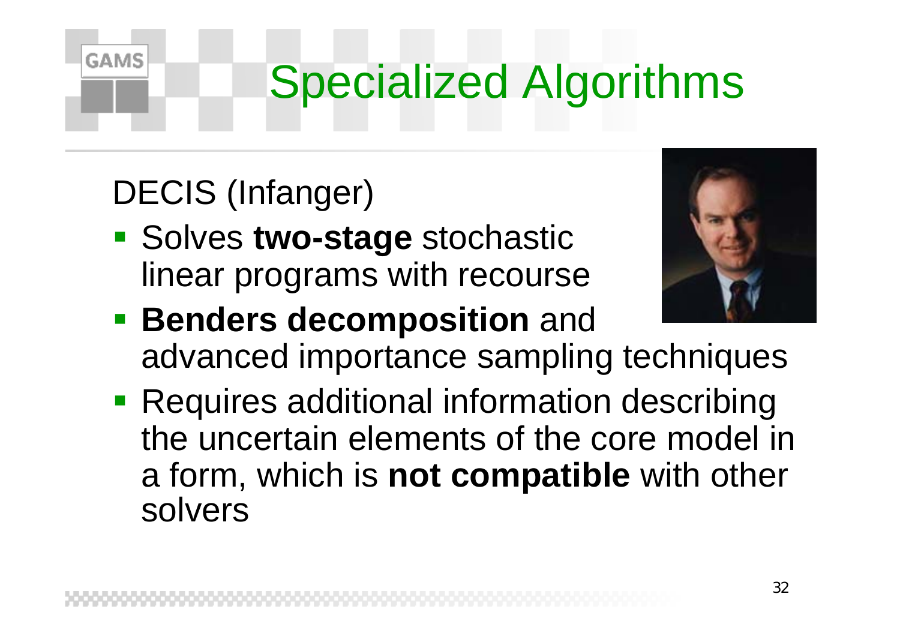# Specialized Algorithms

DECIS (Infanger)

- Solves **two-stage** stochastic linear programs with recourse
- **Benders decomposition** and advanced importance sampling techniques
- Requires additional information describing the uncertain elements of the core model in a form, which is **not compatible** with other solvers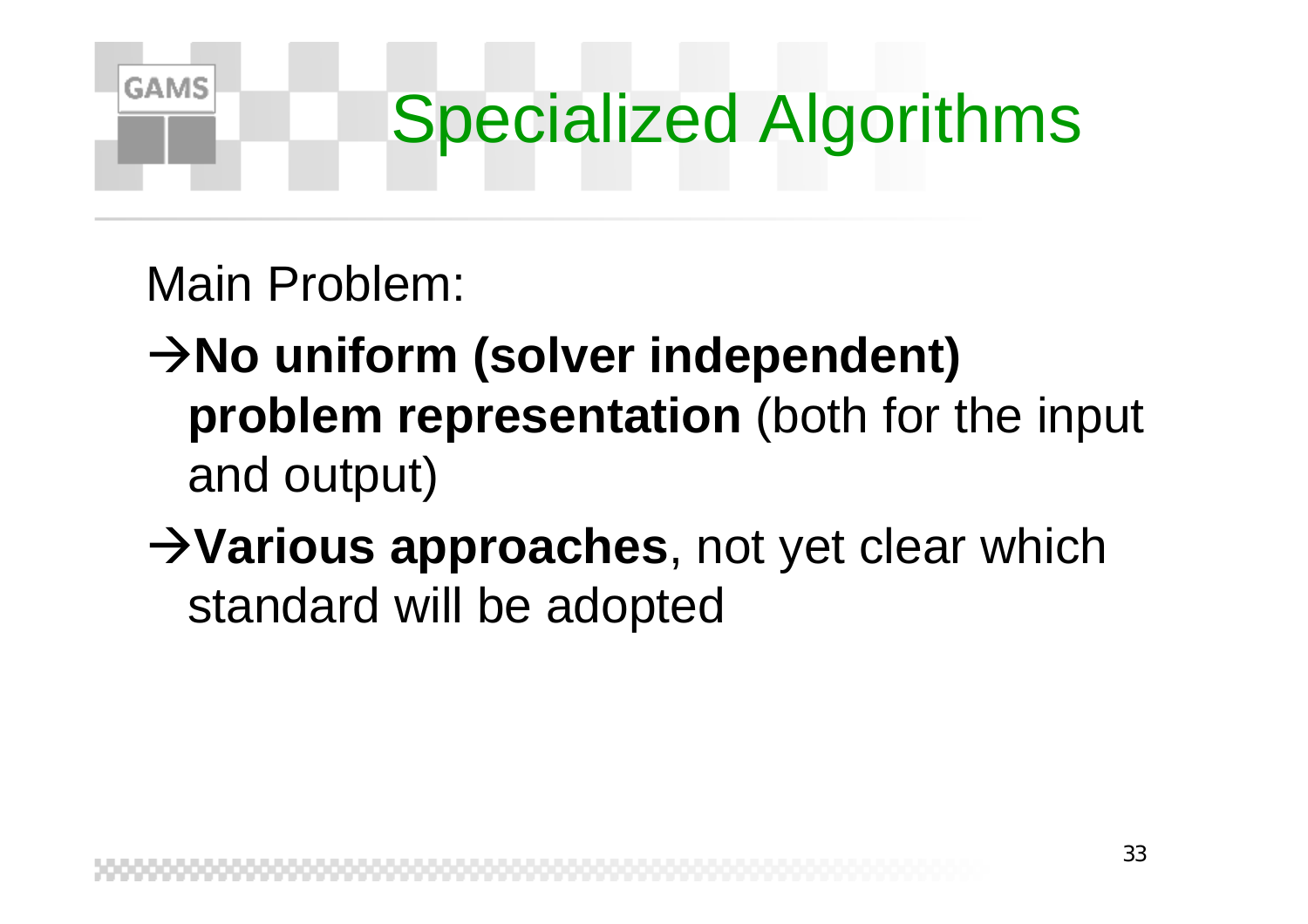# Specialized Algorithms

Main Problem:

→**No uniform (solver independent) problem representation** (both for the input and output)

→**Various approaches**, not yet clear which standard will be adopted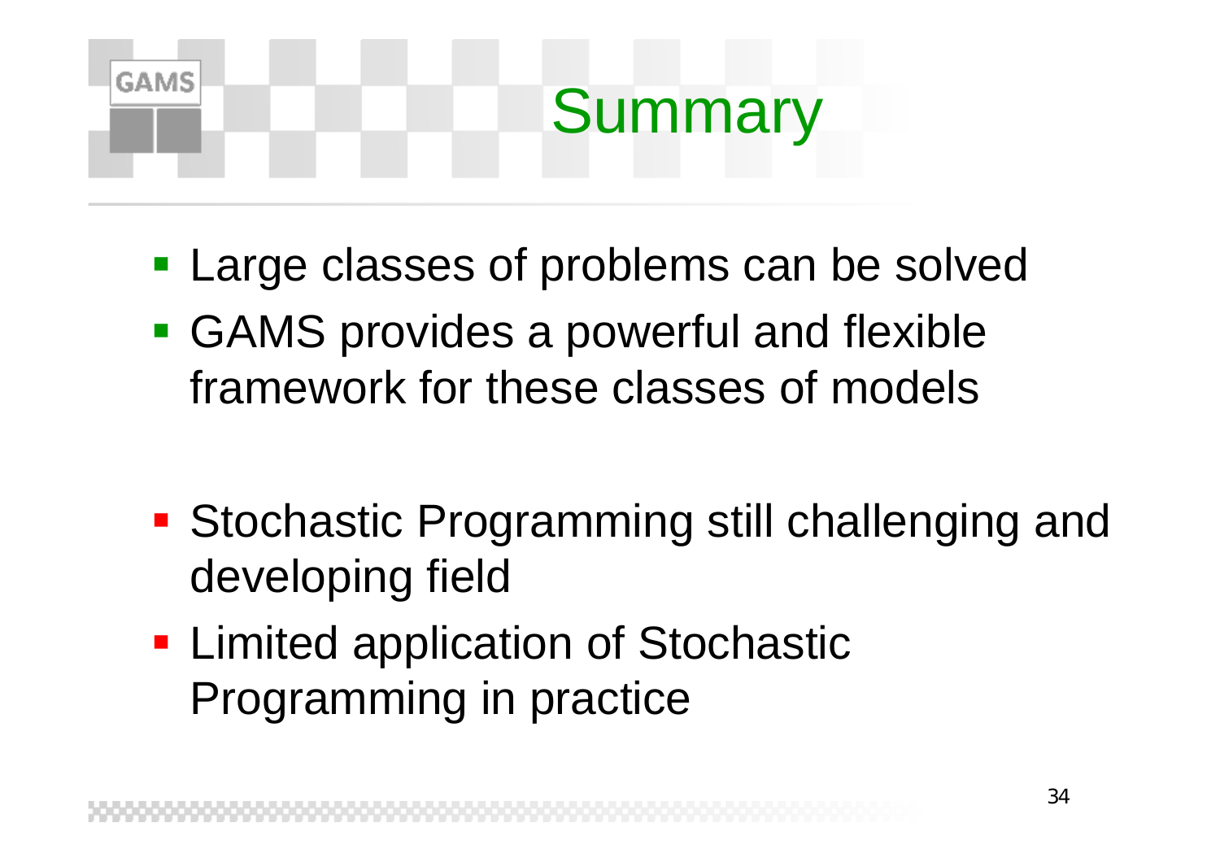# Summary

- Large classes of problems can be solved
- GAMS provides a powerful and flexible framework for these classes of models

- Stochastic Programming still challenging and developing field
- Limited application of Stochastic Programming in practice